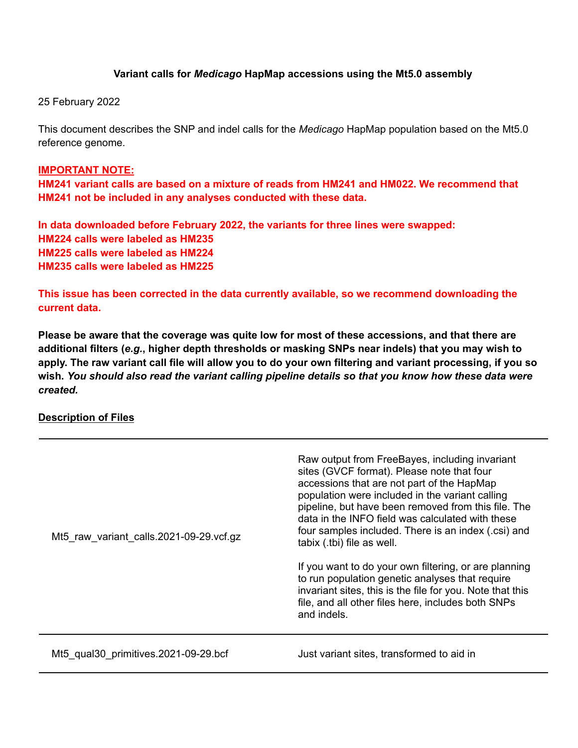**Variant calls for *Medicago* HapMap accessions using the Mt5.0 assembly**

25 February 2022

This document describes the SNP and indel calls for the *Medicago* HapMap population based on the Mt5.0 reference genome.

**IMPORTANT NOTE:**
**HM241 variant calls are based on a mixture of reads from HM241 and HM022. We recommend that HM241 not be included in any analyses conducted with these data.**

**In data downloaded before February 2022, the variants for three lines were swapped:**
**HM224 calls were labeled as HM235**
**HM225 calls were labeled as HM224**
**HM235 calls were labeled as HM225**

**This issue has been corrected in the data currently available, so we recommend downloading the current data.**

**Please be aware that the coverage was quite low for most of these accessions, and that there are additional filters (*e.g.*, higher depth thresholds or masking SNPs near indels) that you may wish to apply. The raw variant call file will allow you to do your own filtering and variant processing, if you so wish. *You should also read the variant calling pipeline details so that you know how these data were created.***

**Description of Files**

| | |
|---|---|
| Mt5_raw_variant_calls.2021-09-29.vcf.gz | Raw output from FreeBayes, including invariant sites (GVCF format). Please note that four accessions that are not part of the HapMap population were included in the variant calling pipeline, but have been removed from this file. The data in the INFO field was calculated with these four samples included. There is an index (.csi) and tabix (.tbi) file as well.<br><br>If you want to do your own filtering, or are planning to run population genetic analyses that require invariant sites, this is the file for you. Note that this file, and all other files here, includes both SNPs and indels. |
| Mt5_qual30_primitives.2021-09-29.bcf | Just variant sites, transformed to aid in |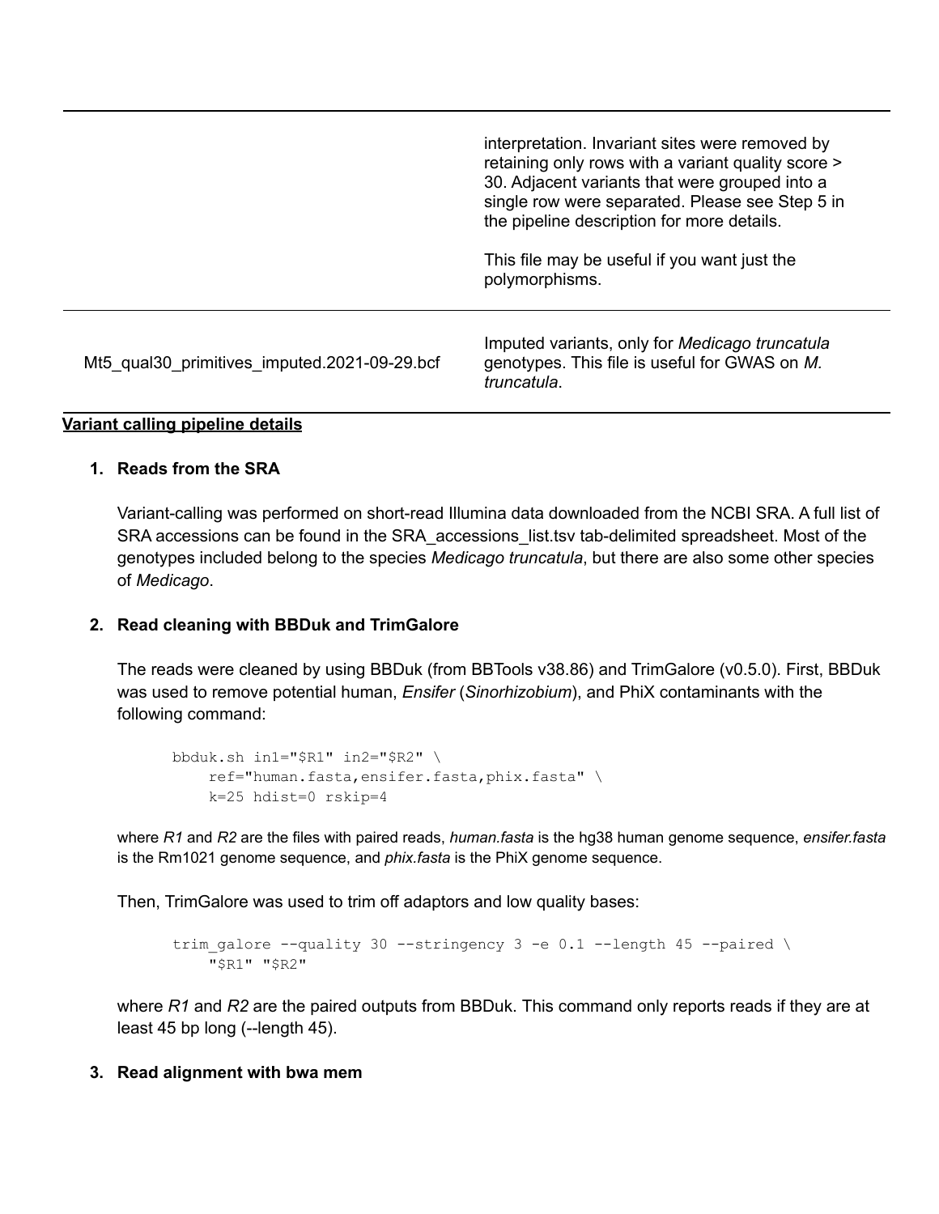| | |
|---|---|
| | interpretation. Invariant sites were removed by retaining only rows with a variant quality score > 30. Adjacent variants that were grouped into a single row were separated. Please see Step 5 in the pipeline description for more details.<br><br>This file may be useful if you want just the polymorphisms. |
| Mt5_qual30_primitives_imputed.2021-09-29.bcf | Imputed variants, only for *Medicago truncatula* genotypes. This file is useful for GWAS on *M. truncatula*. |

## Variant calling pipeline details

1. **Reads from the SRA**

   Variant-calling was performed on short-read Illumina data downloaded from the NCBI SRA. A full list of SRA accessions can be found in the SRA_accessions_list.tsv tab-delimited spreadsheet. Most of the genotypes included belong to the species *Medicago truncatula*, but there are also some other species of *Medicago*.

2. **Read cleaning with BBDuk and TrimGalore**

   The reads were cleaned by using BBDuk (from BBTools v38.86) and TrimGalore (v0.5.0). First, BBDuk was used to remove potential human, *Ensifer* (*Sinorhizobium*), and PhiX contaminants with the following command:

   ```
   bbduk.sh in1="$R1" in2="$R2" \
       ref="human.fasta,ensifer.fasta,phix.fasta" \
       k=25 hdist=0 rskip=4
   ```

   where *R1* and *R2* are the files with paired reads, *human.fasta* is the hg38 human genome sequence, *ensifer.fasta* is the Rm1021 genome sequence, and *phix.fasta* is the PhiX genome sequence.

   Then, TrimGalore was used to trim off adaptors and low quality bases:

   ```
   trim_galore --quality 30 --stringency 3 -e 0.1 --length 45 --paired \
       "$R1" "$R2"
   ```

   where *R1* and *R2* are the paired outputs from BBDuk. This command only reports reads if they are at least 45 bp long (--length 45).

3. **Read alignment with bwa mem**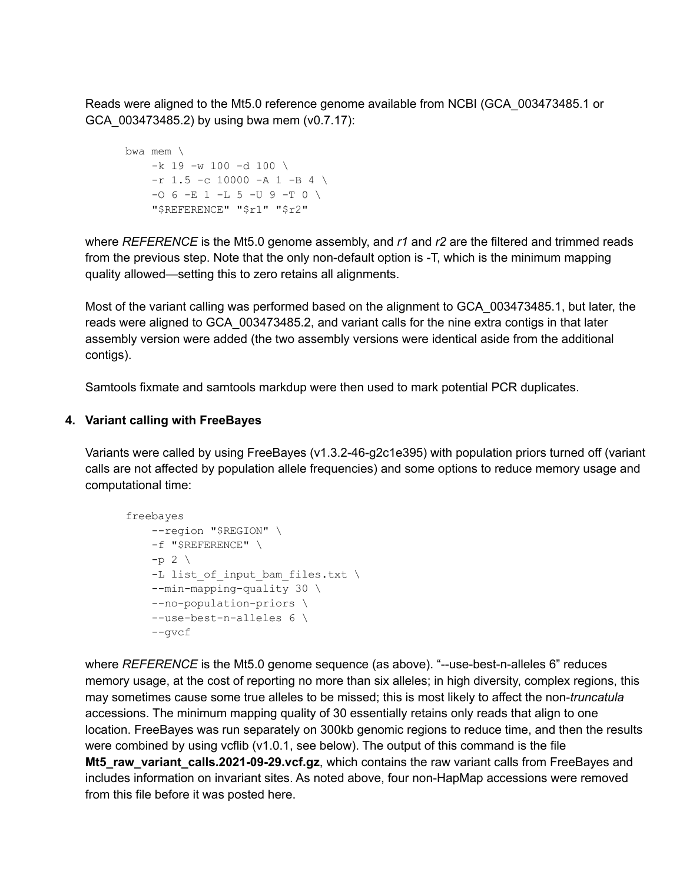Reads were aligned to the Mt5.0 reference genome available from NCBI (GCA_003473485.1 or GCA_003473485.2) by using bwa mem (v0.7.17):

```
bwa mem \
    -k 19 -w 100 -d 100 \
    -r 1.5 -c 10000 -A 1 -B 4 \
    -O 6 -E 1 -L 5 -U 9 -T 0 \
    "$REFERENCE" "$r1" "$r2"
```

where *REFERENCE* is the Mt5.0 genome assembly, and *r1* and *r2* are the filtered and trimmed reads from the previous step. Note that the only non-default option is -T, which is the minimum mapping quality allowed—setting this to zero retains all alignments.

Most of the variant calling was performed based on the alignment to GCA_003473485.1, but later, the reads were aligned to GCA_003473485.2, and variant calls for the nine extra contigs in that later assembly version were added (the two assembly versions were identical aside from the additional contigs).

Samtools fixmate and samtools markdup were then used to mark potential PCR duplicates.

4. **Variant calling with FreeBayes**

Variants were called by using FreeBayes (v1.3.2-46-g2c1e395) with population priors turned off (variant calls are not affected by population allele frequencies) and some options to reduce memory usage and computational time:

```
freebayes
    --region "$REGION" \
    -f "$REFERENCE" \
    -p 2 \
    -L list_of_input_bam_files.txt \
    --min-mapping-quality 30 \
    --no-population-priors \
    --use-best-n-alleles 6 \
    --gvcf
```

where *REFERENCE* is the Mt5.0 genome sequence (as above). “--use-best-n-alleles 6” reduces memory usage, at the cost of reporting no more than six alleles; in high diversity, complex regions, this may sometimes cause some true alleles to be missed; this is most likely to affect the non-*truncatula* accessions. The minimum mapping quality of 30 essentially retains only reads that align to one location. FreeBayes was run separately on 300kb genomic regions to reduce time, and then the results were combined by using vcflib (v1.0.1, see below). The output of this command is the file **Mt5_raw_variant_calls.2021-09-29.vcf.gz**, which contains the raw variant calls from FreeBayes and includes information on invariant sites. As noted above, four non-HapMap accessions were removed from this file before it was posted here.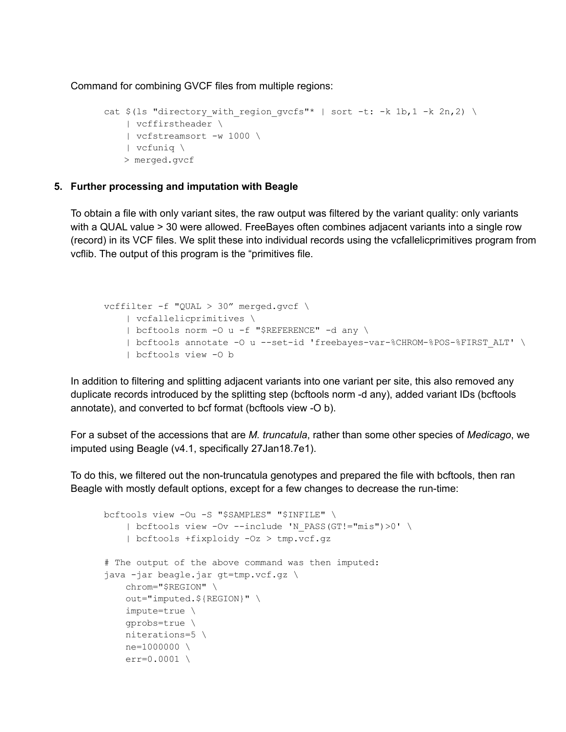Command for combining GVCF files from multiple regions:

```
cat $(ls "directory_with_region_gvcfs"* | sort -t: -k 1b,1 -k 2n,2) \
    | vcffirstheader \
    | vcfstreamsort -w 1000 \
    | vcfuniq \
    > merged.gvcf
```

5. **Further processing and imputation with Beagle**

To obtain a file with only variant sites, the raw output was filtered by the variant quality: only variants with a QUAL value > 30 were allowed. FreeBayes often combines adjacent variants into a single row (record) in its VCF files. We split these into individual records using the vcfallelicprimitives program from vcflib. The output of this program is the "primitives file.

```
vcffilter -f "QUAL > 30" merged.gvcf \
    | vcfallelicprimitives \
    | bcftools norm -O u -f "$REFERENCE" -d any \
    | bcftools annotate -O u --set-id 'freebayes-var-%CHROM-%POS-%FIRST_ALT' \
    | bcftools view -O b
```

In addition to filtering and splitting adjacent variants into one variant per site, this also removed any duplicate records introduced by the splitting step (bcftools norm -d any), added variant IDs (bcftools annotate), and converted to bcf format (bcftools view -O b).

For a subset of the accessions that are *M. truncatula*, rather than some other species of *Medicago*, we imputed using Beagle (v4.1, specifically 27Jan18.7e1).

To do this, we filtered out the non-truncatula genotypes and prepared the file with bcftools, then ran Beagle with mostly default options, except for a few changes to decrease the run-time:

```
bcftools view -Ou -S "$SAMPLES" "$INFILE" \
    | bcftools view -Ov --include 'N_PASS(GT!="mis")>0' \
    | bcftools +fixploidy -Oz > tmp.vcf.gz

# The output of the above command was then imputed:
java -jar beagle.jar gt=tmp.vcf.gz \
    chrom="$REGION" \
    out="imputed.${REGION}" \
    impute=true \
    gprobs=true \
    niterations=5 \
    ne=1000000 \
    err=0.0001 \
```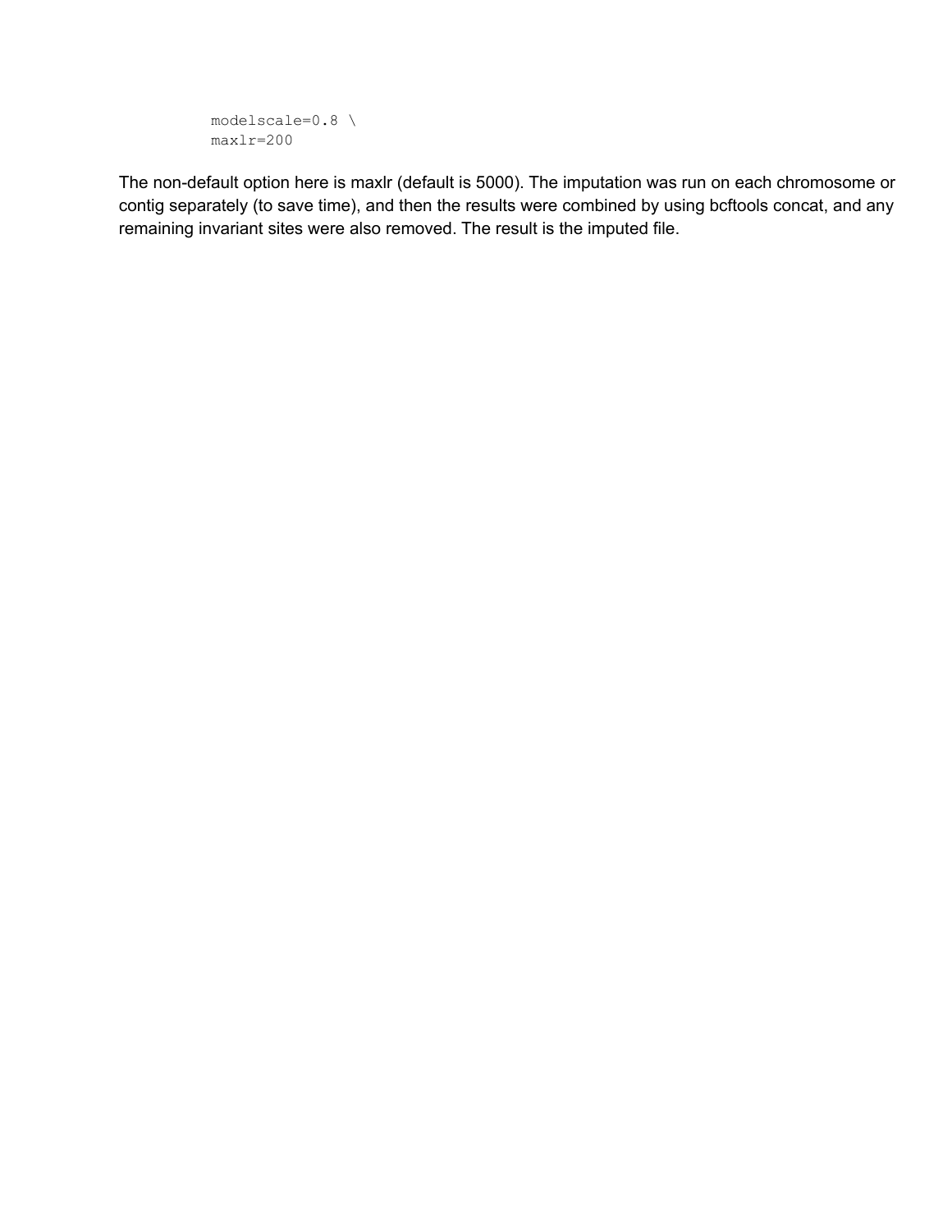```
modelscale=0.8 \
maxlr=200
```

The non-default option here is maxlr (default is 5000). The imputation was run on each chromosome or contig separately (to save time), and then the results were combined by using bcftools concat, and any remaining invariant sites were also removed. The result is the imputed file.